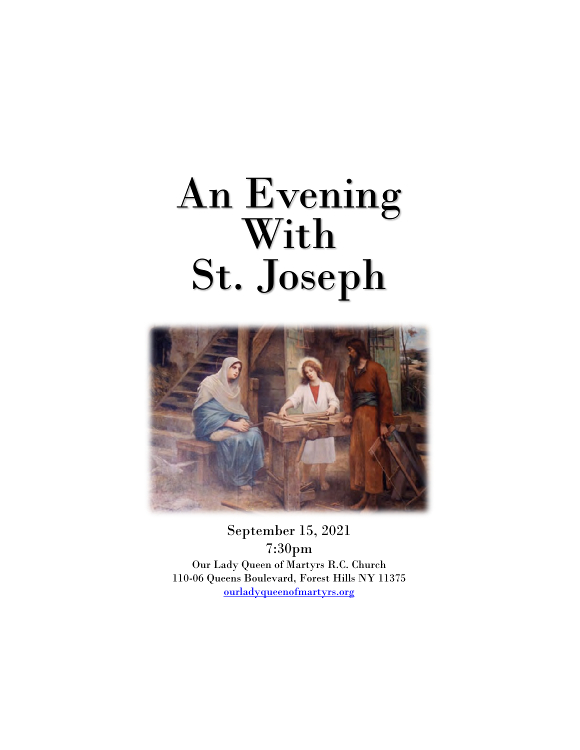# An Evening With St. Joseph

September 15, 2021

7:30pm

Our Lady Queen of Martyrs R.C. Church

110-06 Queens Boulevard, Forest Hills NY 11375

[ourladyqueenofmartyrs.org](ourladyqueenofmartyrs.org)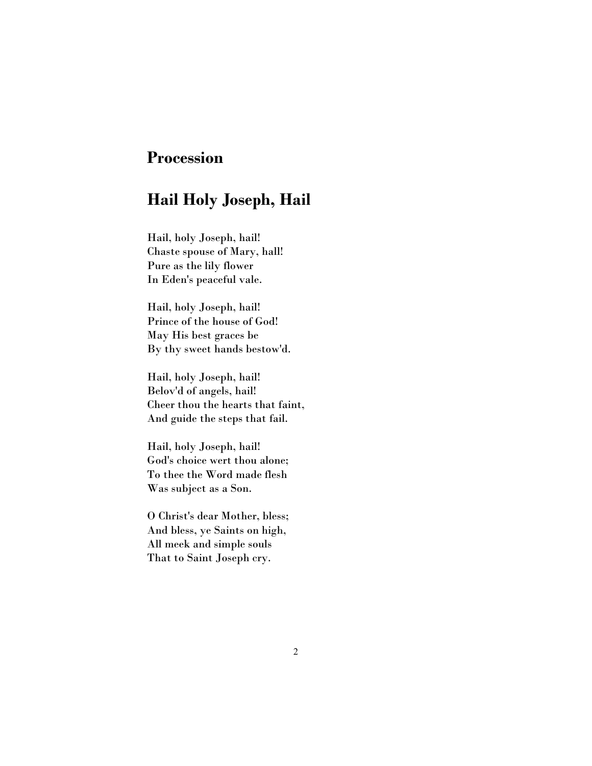## Procession

## Hail Holy Joseph, Hail

Hail, holy Joseph, hail!
Chaste spouse of Mary, hall!
Pure as the lily flower
In Eden's peaceful vale.

Hail, holy Joseph, hail!
Prince of the house of God!
May His best graces be
By thy sweet hands bestow'd.

Hail, holy Joseph, hail!
Belov'd of angels, hail!
Cheer thou the hearts that faint,
And guide the steps that fail.

Hail, holy Joseph, hail!
God's choice wert thou alone;
To thee the Word made flesh
Was subject as a Son.

O Christ's dear Mother, bless;
And bless, ye Saints on high,
All meek and simple souls
That to Saint Joseph cry.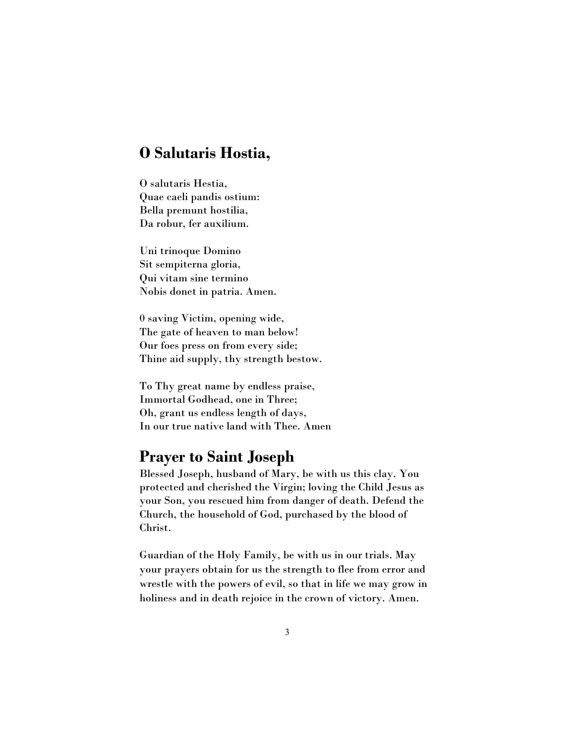## O Salutaris Hostia,

O salutaris Hestia,
Quae caeli pandis ostium:
Bella premunt hostilia,
Da robur, fer auxilium.

Uni trinoque Domino
Sit sempiterna gloria,
Qui vitam sine termino
Nobis donet in patria. Amen.

0 saving Victim, opening wide,
The gate of heaven to man below!
Our foes press on from every side;
Thine aid supply, thy strength bestow.

To Thy great name by endless praise,
Immortal Godhead, one in Three;
Oh, grant us endless length of days,
In our true native land with Thee. Amen

## Prayer to Saint Joseph

Blessed Joseph, husband of Mary, be with us this clay. You protected and cherished the Virgin; loving the Child Jesus as your Son, you rescued him from danger of death. Defend the Church, the household of God, purchased by the blood of Christ.

Guardian of the Holy Family, be with us in our trials. May your prayers obtain for us the strength to flee from error and wrestle with the powers of evil, so that in life we may grow in holiness and in death rejoice in the crown of victory. Amen.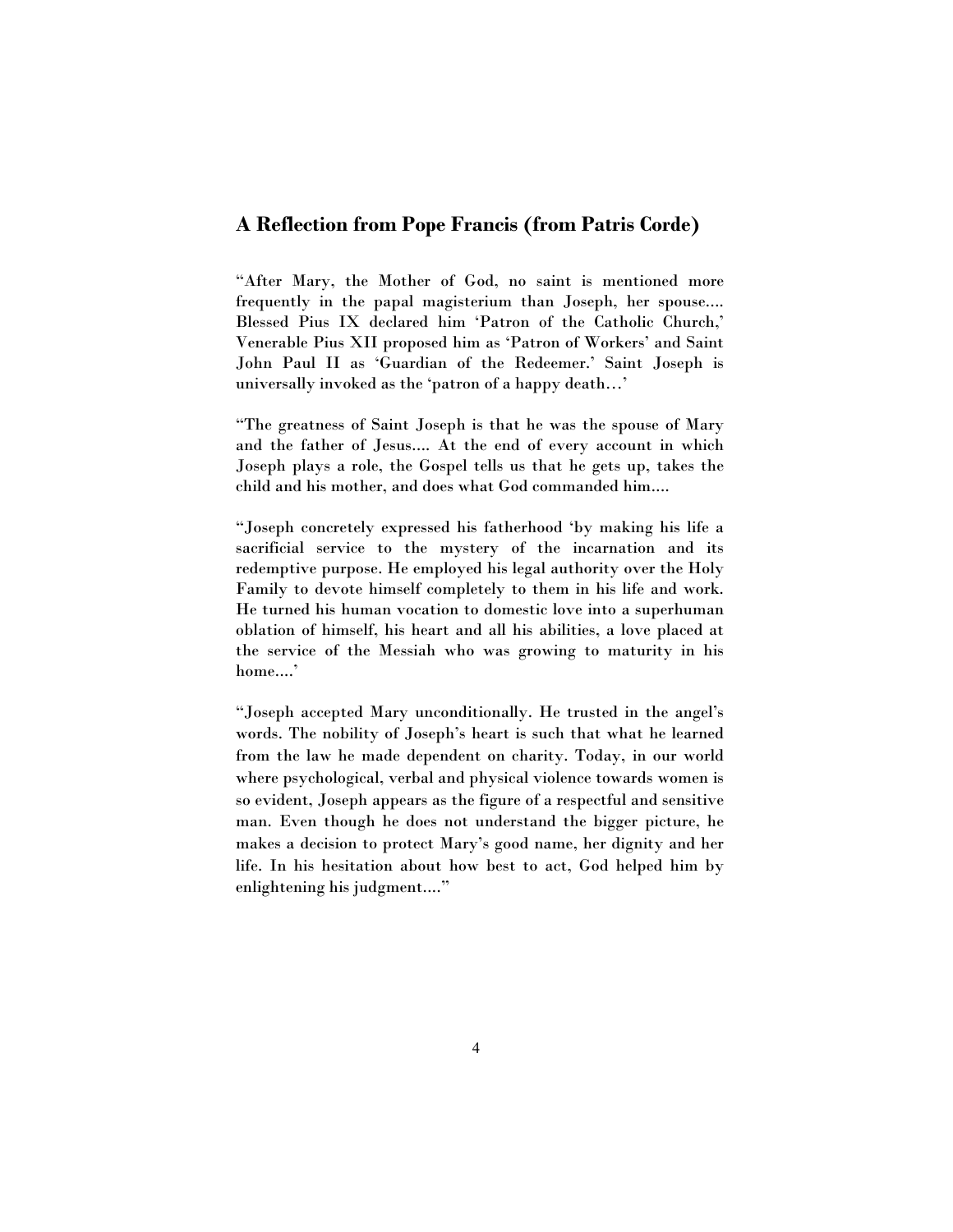## A Reflection from Pope Francis (from Patris Corde)

"After Mary, the Mother of God, no saint is mentioned more frequently in the papal magisterium than Joseph, her spouse.... Blessed Pius IX declared him 'Patron of the Catholic Church,' Venerable Pius XII proposed him as 'Patron of Workers' and Saint John Paul II as 'Guardian of the Redeemer.' Saint Joseph is universally invoked as the 'patron of a happy death…'

"The greatness of Saint Joseph is that he was the spouse of Mary and the father of Jesus.... At the end of every account in which Joseph plays a role, the Gospel tells us that he gets up, takes the child and his mother, and does what God commanded him....

"Joseph concretely expressed his fatherhood 'by making his life a sacrificial service to the mystery of the incarnation and its redemptive purpose. He employed his legal authority over the Holy Family to devote himself completely to them in his life and work. He turned his human vocation to domestic love into a superhuman oblation of himself, his heart and all his abilities, a love placed at the service of the Messiah who was growing to maturity in his home....'

"Joseph accepted Mary unconditionally. He trusted in the angel's words. The nobility of Joseph's heart is such that what he learned from the law he made dependent on charity. Today, in our world where psychological, verbal and physical violence towards women is so evident, Joseph appears as the figure of a respectful and sensitive man. Even though he does not understand the bigger picture, he makes a decision to protect Mary's good name, her dignity and her life. In his hesitation about how best to act, God helped him by enlightening his judgment...."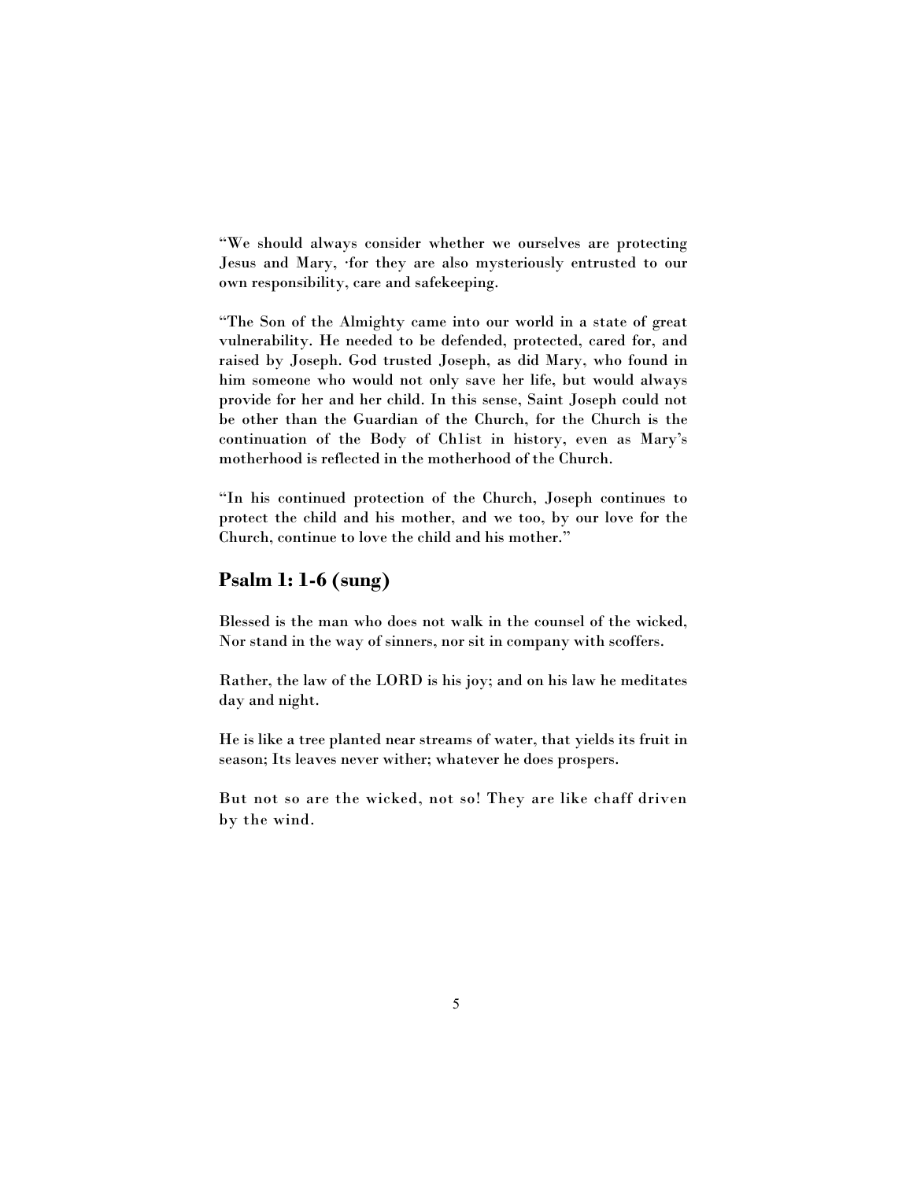"We should always consider whether we ourselves are protecting Jesus and Mary, ·for they are also mysteriously entrusted to our own responsibility, care and safekeeping.

"The Son of the Almighty came into our world in a state of great vulnerability. He needed to be defended, protected, cared for, and raised by Joseph. God trusted Joseph, as did Mary, who found in him someone who would not only save her life, but would always provide for her and her child. In this sense, Saint Joseph could not be other than the Guardian of the Church, for the Church is the continuation of the Body of Ch1ist in history, even as Mary's motherhood is reflected in the motherhood of the Church.

"In his continued protection of the Church, Joseph continues to protect the child and his mother, and we too, by our love for the Church, continue to love the child and his mother."

## Psalm 1: 1-6 (sung)

Blessed is the man who does not walk in the counsel of the wicked,
Nor stand in the way of sinners, nor sit in company with scoffers.

Rather, the law of the LORD is his joy; and on his law he meditates day and night.

He is like a tree planted near streams of water, that yields its fruit in season; Its leaves never wither; whatever he does prospers.

But not so are the wicked, not so! They are like chaff driven by the wind.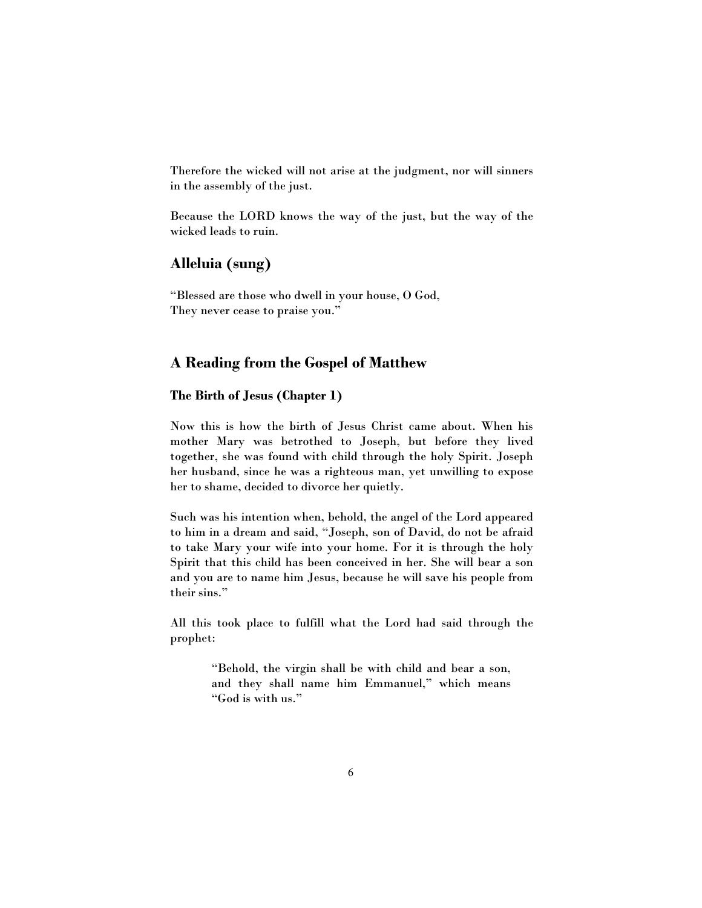Therefore the wicked will not arise at the judgment, nor will sinners in the assembly of the just.

Because the LORD knows the way of the just, but the way of the wicked leads to ruin.

## Alleluia (sung)

"Blessed are those who dwell in your house, O God,
They never cease to praise you."

## A Reading from the Gospel of Matthew

### The Birth of Jesus (Chapter 1)

Now this is how the birth of Jesus Christ came about. When his mother Mary was betrothed to Joseph, but before they lived together, she was found with child through the holy Spirit. Joseph her husband, since he was a righteous man, yet unwilling to expose her to shame, decided to divorce her quietly.

Such was his intention when, behold, the angel of the Lord appeared to him in a dream and said, "Joseph, son of David, do not be afraid to take Mary your wife into your home. For it is through the holy Spirit that this child has been conceived in her. She will bear a son and you are to name him Jesus, because he will save his people from their sins."

All this took place to fulfill what the Lord had said through the prophet:

> "Behold, the virgin shall be with child and bear a son, and they shall name him Emmanuel," which means "God is with us."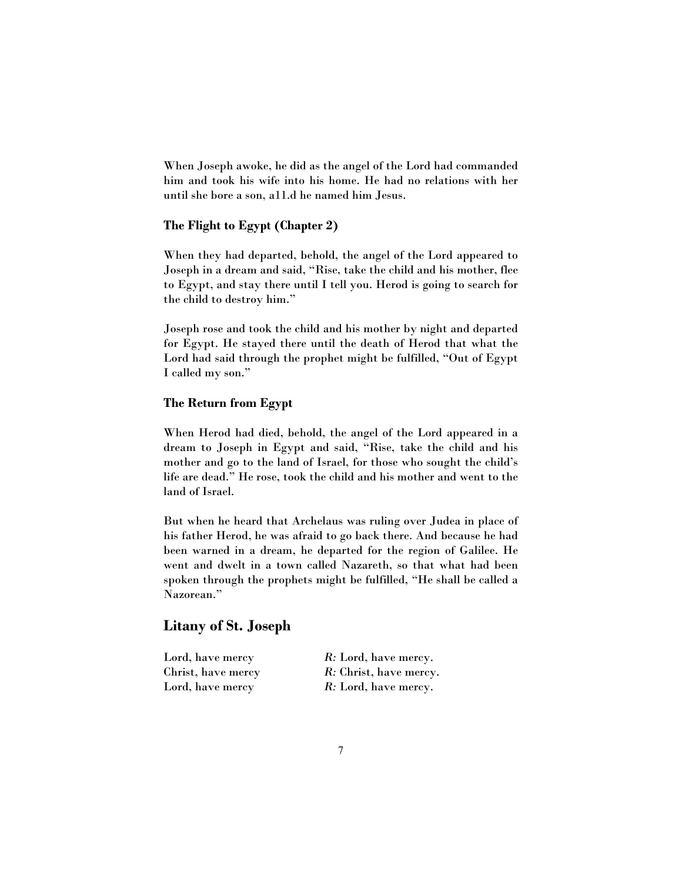When Joseph awoke, he did as the angel of the Lord had commanded him and took his wife into his home. He had no relations with her until she bore a son, a11.d he named him Jesus.

### The Flight to Egypt (Chapter 2)

When they had departed, behold, the angel of the Lord appeared to Joseph in a dream and said, "Rise, take the child and his mother, flee to Egypt, and stay there until I tell you. Herod is going to search for the child to destroy him."

Joseph rose and took the child and his mother by night and departed for Egypt. He stayed there until the death of Herod that what the Lord had said through the prophet might be fulfilled, "Out of Egypt I called my son."

### The Return from Egypt

When Herod had died, behold, the angel of the Lord appeared in a dream to Joseph in Egypt and said, "Rise, take the child and his mother and go to the land of Israel, for those who sought the child's life are dead." He rose, took the child and his mother and went to the land of Israel.

But when he heard that Archelaus was ruling over Judea in place of his father Herod, he was afraid to go back there. And because he had been warned in a dream, he departed for the region of Galilee. He went and dwelt in a town called Nazareth, so that what had been spoken through the prophets might be fulfilled, "He shall be called a Nazorean."

## Litany of St. Joseph

Lord, have mercy — *R:* Lord, have mercy.
Christ, have mercy — *R:* Christ, have mercy.
Lord, have mercy — *R:* Lord, have mercy.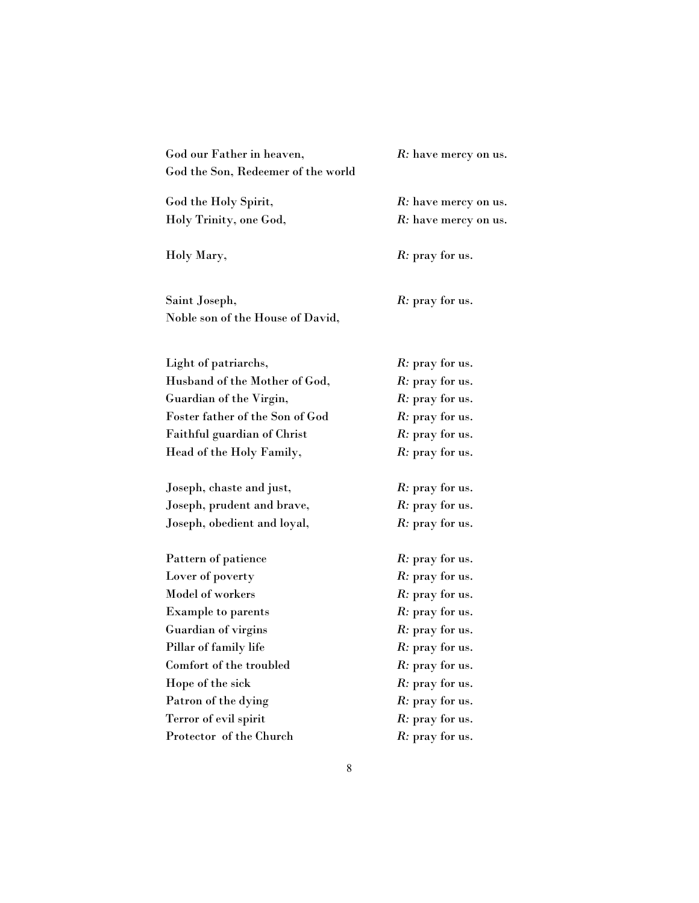God our Father in heaven, *R:* have mercy on us.
God the Son, Redeemer of the world

God the Holy Spirit, *R:* have mercy on us.
Holy Trinity, one God, *R:* have mercy on us.

Holy Mary, *R:* pray for us.

Saint Joseph, *R:* pray for us.
Noble son of the House of David,

Light of patriarchs, *R:* pray for us.
Husband of the Mother of God, *R:* pray for us.
Guardian of the Virgin, *R:* pray for us.
Foster father of the Son of God *R:* pray for us.
Faithful guardian of Christ *R:* pray for us.
Head of the Holy Family, *R:* pray for us.

Joseph, chaste and just, *R:* pray for us.
Joseph, prudent and brave, *R:* pray for us.
Joseph, obedient and loyal, *R:* pray for us.

Pattern of patience *R:* pray for us.
Lover of poverty *R:* pray for us.
Model of workers *R:* pray for us.
Example to parents *R:* pray for us.
Guardian of virgins *R:* pray for us.
Pillar of family life *R:* pray for us.
Comfort of the troubled *R:* pray for us.
Hope of the sick *R:* pray for us.
Patron of the dying *R:* pray for us.
Terror of evil spirit *R:* pray for us.
Protector of the Church *R:* pray for us.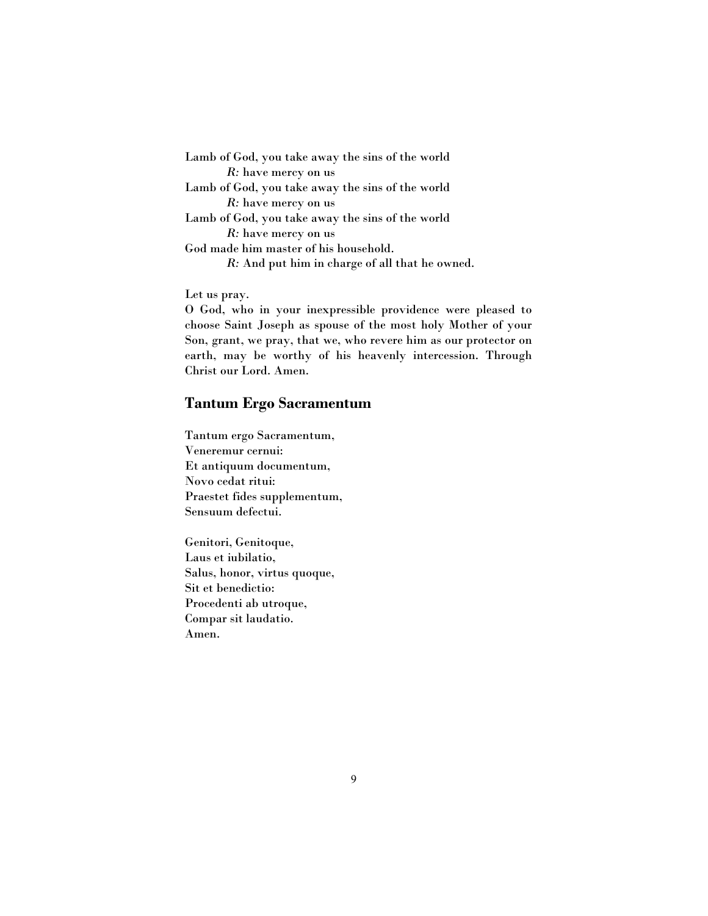Lamb of God, you take away the sins of the world  
*R:* have mercy on us  
Lamb of God, you take away the sins of the world  
*R:* have mercy on us  
Lamb of God, you take away the sins of the world  
*R:* have mercy on us  
God made him master of his household.  
*R:* And put him in charge of all that he owned.

Let us pray.  
O God, who in your inexpressible providence were pleased to choose Saint Joseph as spouse of the most holy Mother of your Son, grant, we pray, that we, who revere him as our protector on earth, may be worthy of his heavenly intercession. Through Christ our Lord. Amen.

## Tantum Ergo Sacramentum

Tantum ergo Sacramentum,  
Veneremur cernui:  
Et antiquum documentum,  
Novo cedat ritui:  
Praestet fides supplementum,  
Sensuum defectui.

Genitori, Genitoque,  
Laus et iubilatio,  
Salus, honor, virtus quoque,  
Sit et benedictio:  
Procedenti ab utroque,  
Compar sit laudatio.  
Amen.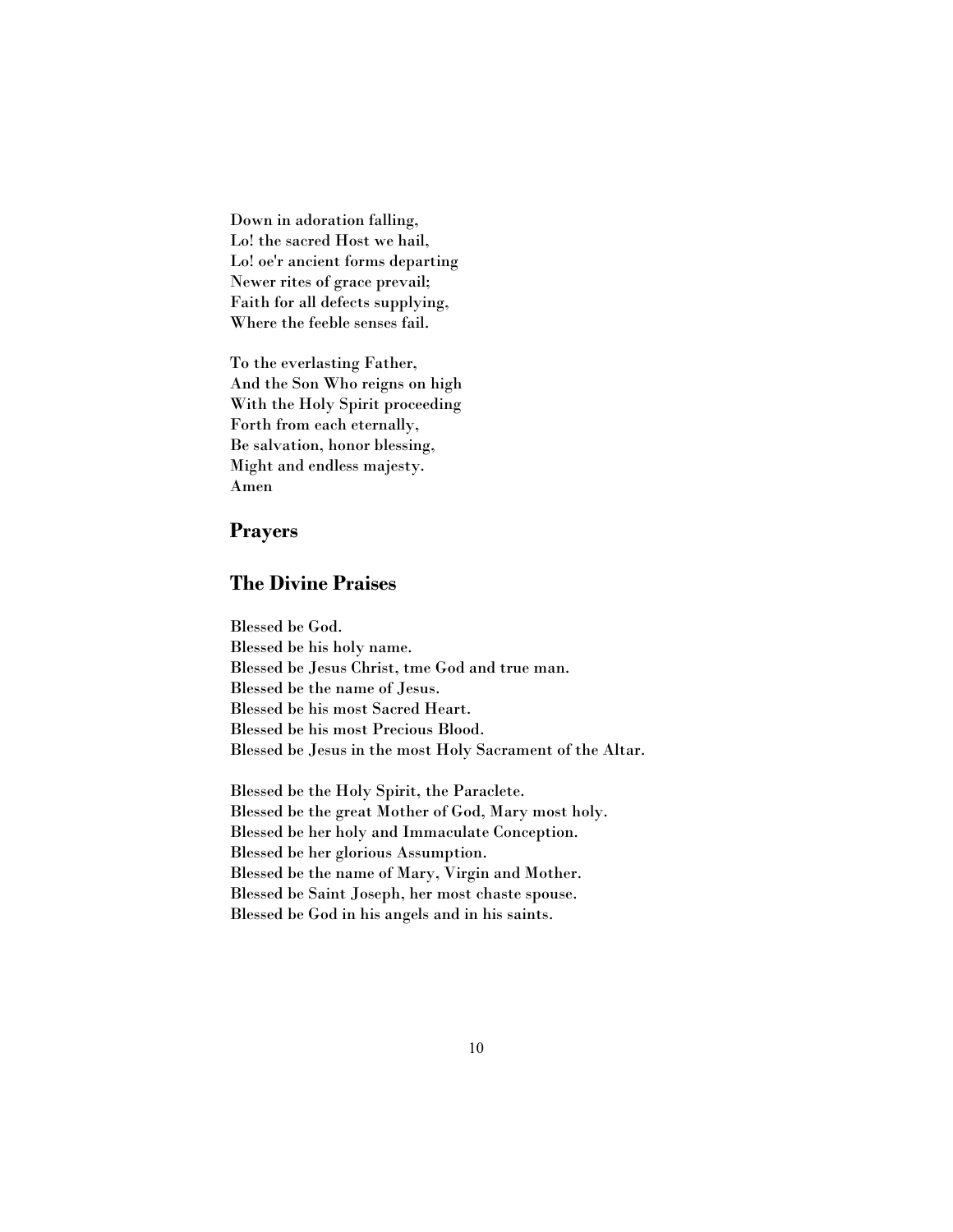Down in adoration falling,
Lo! the sacred Host we hail,
Lo! oe'r ancient forms departing
Newer rites of grace prevail;
Faith for all defects supplying,
Where the feeble senses fail.

To the everlasting Father,
And the Son Who reigns on high
With the Holy Spirit proceeding
Forth from each eternally,
Be salvation, honor blessing,
Might and endless majesty.
Amen

## Prayers

## The Divine Praises

Blessed be God.
Blessed be his holy name.
Blessed be Jesus Christ, tme God and true man.
Blessed be the name of Jesus.
Blessed be his most Sacred Heart.
Blessed be his most Precious Blood.
Blessed be Jesus in the most Holy Sacrament of the Altar.

Blessed be the Holy Spirit, the Paraclete.
Blessed be the great Mother of God, Mary most holy.
Blessed be her holy and Immaculate Conception.
Blessed be her glorious Assumption.
Blessed be the name of Mary, Virgin and Mother.
Blessed be Saint Joseph, her most chaste spouse.
Blessed be God in his angels and in his saints.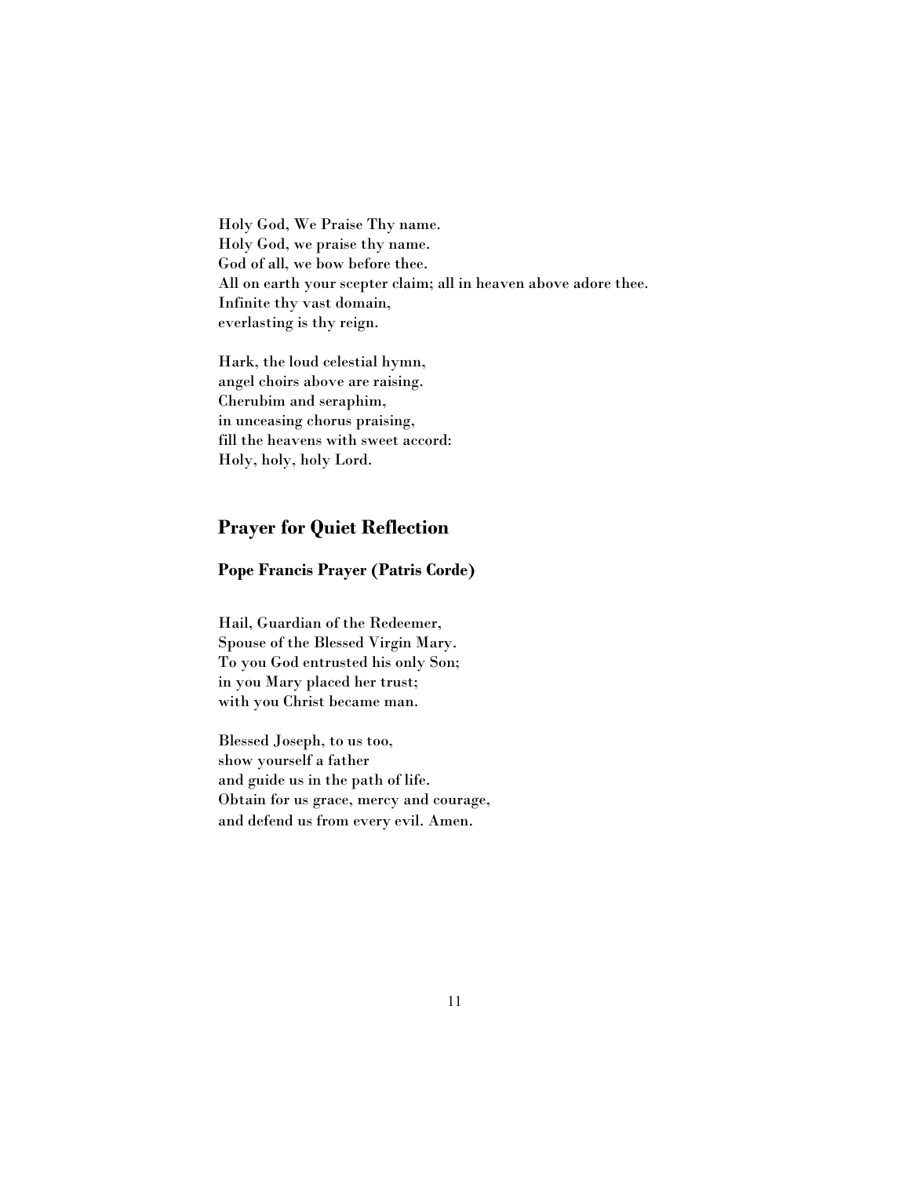Holy God, We Praise Thy name.
Holy God, we praise thy name.
God of all, we bow before thee.
All on earth your scepter claim; all in heaven above adore thee.
Infinite thy vast domain,
everlasting is thy reign.

Hark, the loud celestial hymn,
angel choirs above are raising.
Cherubim and seraphim,
in unceasing chorus praising,
fill the heavens with sweet accord:
Holy, holy, holy Lord.

## Prayer for Quiet Reflection

### Pope Francis Prayer (Patris Corde)

Hail, Guardian of the Redeemer,
Spouse of the Blessed Virgin Mary.
To you God entrusted his only Son;
in you Mary placed her trust;
with you Christ became man.

Blessed Joseph, to us too,
show yourself a father
and guide us in the path of life.
Obtain for us grace, mercy and courage,
and defend us from every evil. Amen.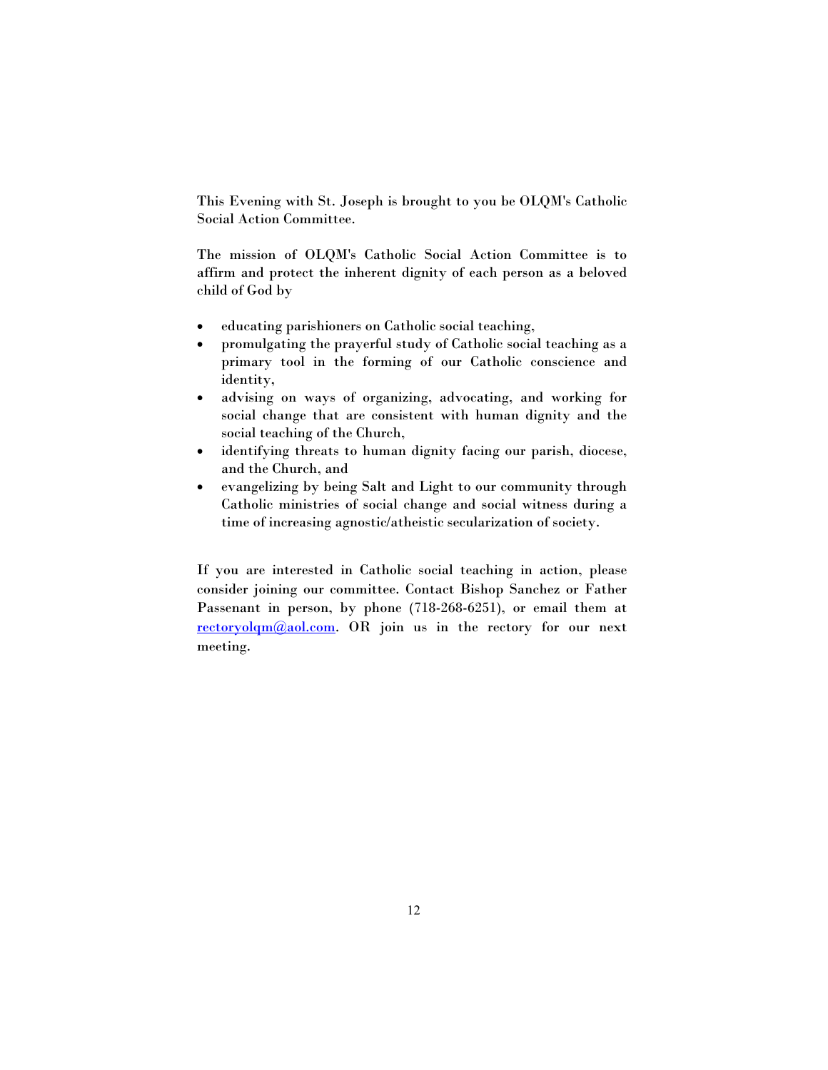This Evening with St. Joseph is brought to you be OLQM's Catholic Social Action Committee.

The mission of OLQM's Catholic Social Action Committee is to affirm and protect the inherent dignity of each person as a beloved child of God by

- educating parishioners on Catholic social teaching,
- promulgating the prayerful study of Catholic social teaching as a primary tool in the forming of our Catholic conscience and identity,
- advising on ways of organizing, advocating, and working for social change that are consistent with human dignity and the social teaching of the Church,
- identifying threats to human dignity facing our parish, diocese, and the Church, and
- evangelizing by being Salt and Light to our community through Catholic ministries of social change and social witness during a time of increasing agnostic/atheistic secularization of society.

If you are interested in Catholic social teaching in action, please consider joining our committee. Contact Bishop Sanchez or Father Passenant in person, by phone (718-268-6251), or email them at rectoryolqm@aol.com. OR join us in the rectory for our next meeting.